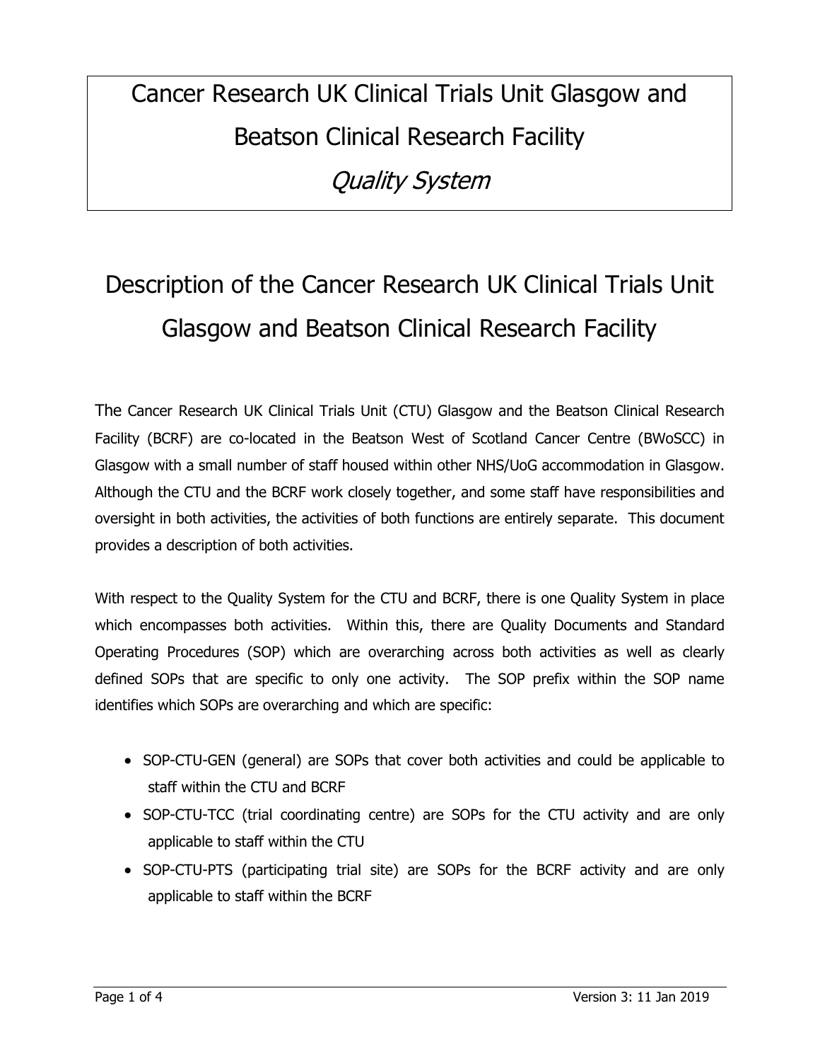# Cancer Research UK Clinical Trials Unit Glasgow and Beatson Clinical Research Facility

*Quality System*

## Description of the Cancer Research UK Clinical Trials Unit Glasgow and Beatson Clinical Research Facility

The Cancer Research UK Clinical Trials Unit (CTU) Glasgow and the Beatson Clinical Research Facility (BCRF) are co-located in the Beatson West of Scotland Cancer Centre (BWoSCC) in Glasgow with a small number of staff housed within other NHS/UoG accommodation in Glasgow. Although the CTU and the BCRF work closely together, and some staff have responsibilities and oversight in both activities, the activities of both functions are entirely separate. This document provides a description of both activities.

With respect to the Quality System for the CTU and BCRF, there is one Quality System in place which encompasses both activities. Within this, there are Quality Documents and Standard Operating Procedures (SOP) which are overarching across both activities as well as clearly defined SOPs that are specific to only one activity. The SOP prefix within the SOP name identifies which SOPs are overarching and which are specific:

- SOP-CTU-GEN (general) are SOPs that cover both activities and could be applicable to staff within the CTU and BCRF
- SOP-CTU-TCC (trial coordinating centre) are SOPs for the CTU activity and are only applicable to staff within the CTU
- SOP-CTU-PTS (participating trial site) are SOPs for the BCRF activity and are only applicable to staff within the BCRF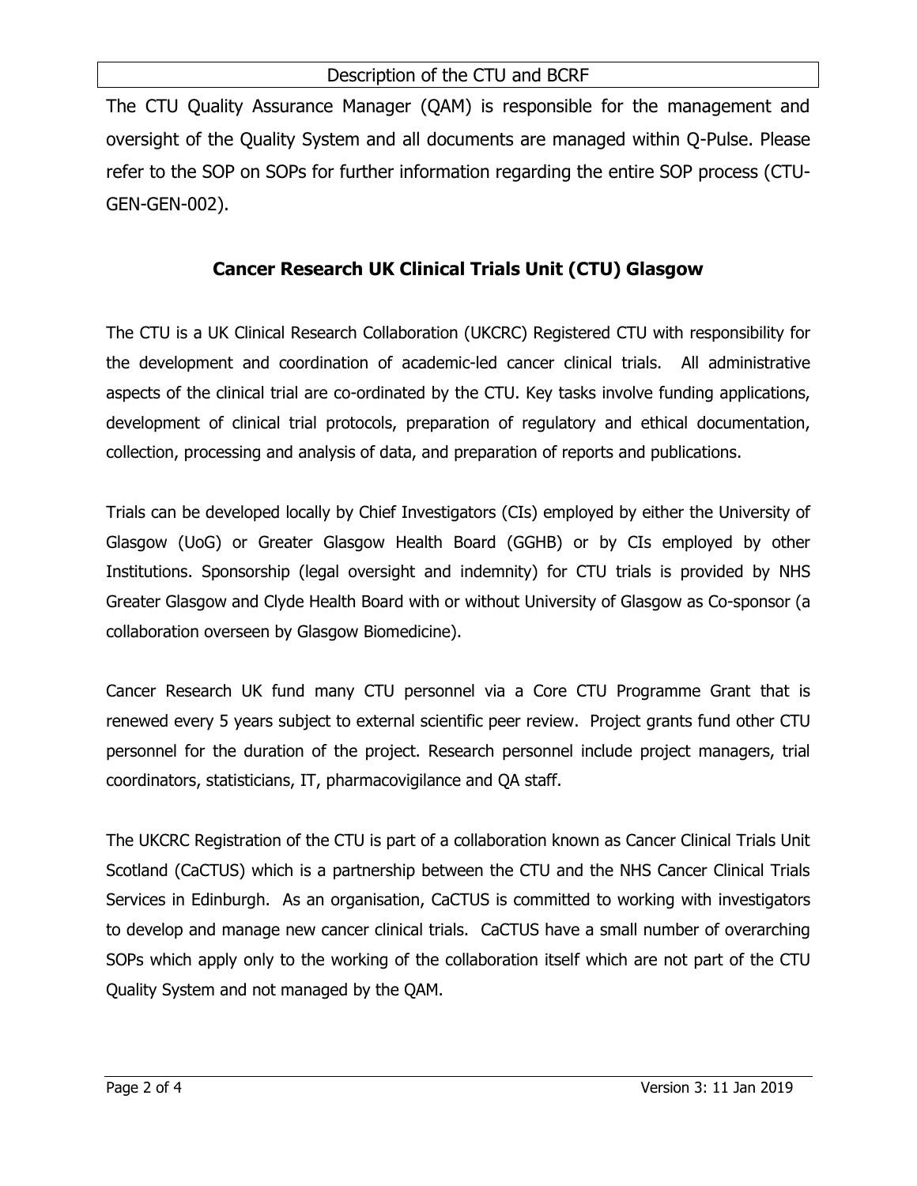The CTU Quality Assurance Manager (QAM) is responsible for the management and oversight of the Quality System and all documents are managed within Q-Pulse. Please refer to the SOP on SOPs for further information regarding the entire SOP process (CTU-GEN-GEN-002).

## Cancer Research UK Clinical Trials Unit (CTU) Glasgow

The CTU is a UK Clinical Research Collaboration (UKCRC) Registered CTU with responsibility for the development and coordination of academic-led cancer clinical trials. All administrative aspects of the clinical trial are co-ordinated by the CTU. Key tasks involve funding applications, development of clinical trial protocols, preparation of regulatory and ethical documentation, collection, processing and analysis of data, and preparation of reports and publications.

Trials can be developed locally by Chief Investigators (CIs) employed by either the University of Glasgow (UoG) or Greater Glasgow Health Board (GGHB) or by CIs employed by other Institutions. Sponsorship (legal oversight and indemnity) for CTU trials is provided by NHS Greater Glasgow and Clyde Health Board with or without University of Glasgow as Co-sponsor (a collaboration overseen by Glasgow Biomedicine).

Cancer Research UK fund many CTU personnel via a Core CTU Programme Grant that is renewed every 5 years subject to external scientific peer review. Project grants fund other CTU personnel for the duration of the project. Research personnel include project managers, trial coordinators, statisticians, IT, pharmacovigilance and QA staff.

The UKCRC Registration of the CTU is part of a collaboration known as Cancer Clinical Trials Unit Scotland (CaCTUS) which is a partnership between the CTU and the NHS Cancer Clinical Trials Services in Edinburgh. As an organisation, CaCTUS is committed to working with investigators to develop and manage new cancer clinical trials. CaCTUS have a small number of overarching SOPs which apply only to the working of the collaboration itself which are not part of the CTU Quality System and not managed by the QAM.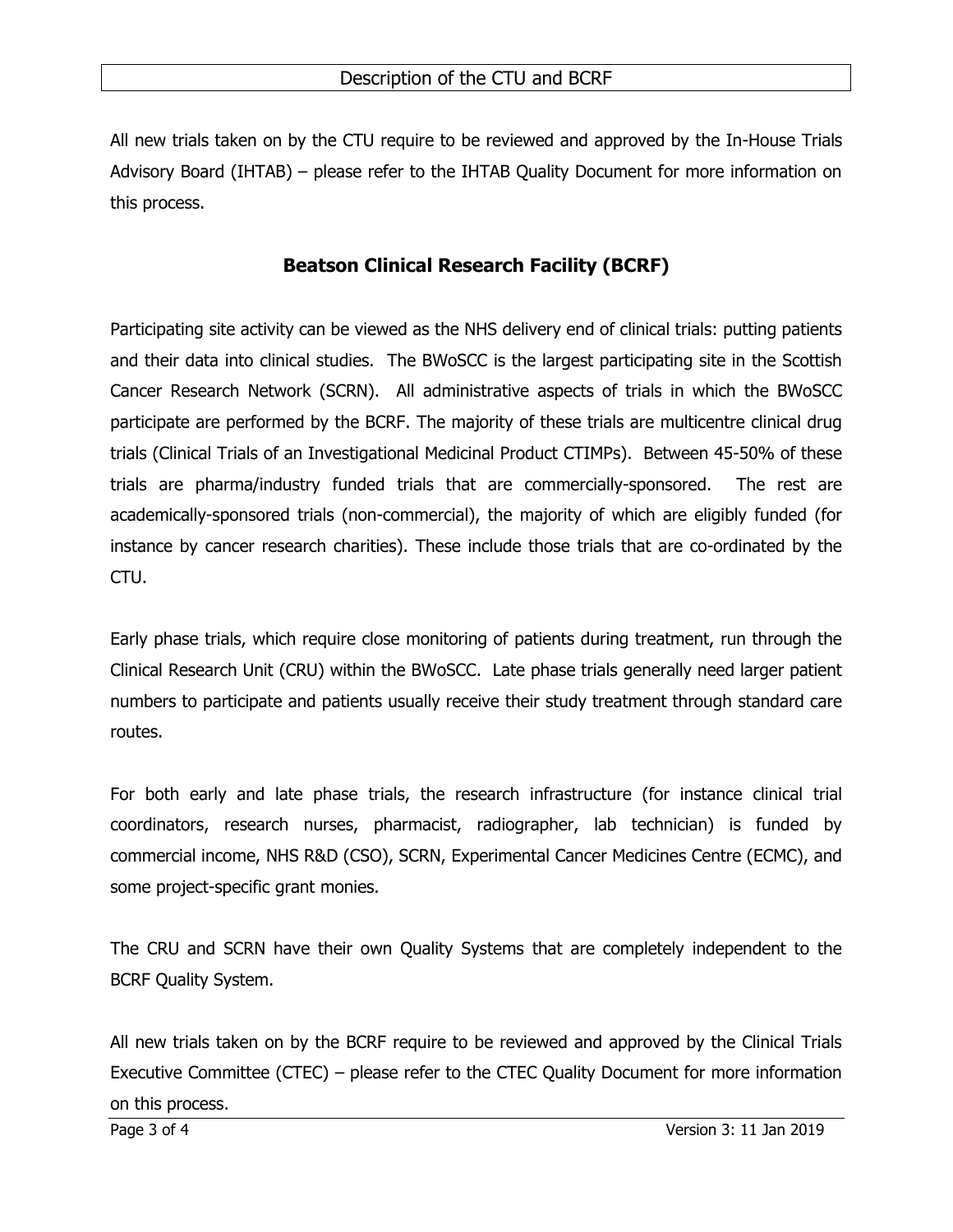All new trials taken on by the CTU require to be reviewed and approved by the In-House Trials Advisory Board (IHTAB) – please refer to the IHTAB Quality Document for more information on this process.

## Beatson Clinical Research Facility (BCRF)

Participating site activity can be viewed as the NHS delivery end of clinical trials: putting patients and their data into clinical studies. The BWoSCC is the largest participating site in the Scottish Cancer Research Network (SCRN). All administrative aspects of trials in which the BWoSCC participate are performed by the BCRF. The majority of these trials are multicentre clinical drug trials (Clinical Trials of an Investigational Medicinal Product CTIMPs). Between 45-50% of these trials are pharma/industry funded trials that are commercially-sponsored. The rest are academically-sponsored trials (non-commercial), the majority of which are eligibly funded (for instance by cancer research charities). These include those trials that are co-ordinated by the CTU.

Early phase trials, which require close monitoring of patients during treatment, run through the Clinical Research Unit (CRU) within the BWoSCC. Late phase trials generally need larger patient numbers to participate and patients usually receive their study treatment through standard care routes.

For both early and late phase trials, the research infrastructure (for instance clinical trial coordinators, research nurses, pharmacist, radiographer, lab technician) is funded by commercial income, NHS R&D (CSO), SCRN, Experimental Cancer Medicines Centre (ECMC), and some project-specific grant monies.

The CRU and SCRN have their own Quality Systems that are completely independent to the BCRF Quality System.

All new trials taken on by the BCRF require to be reviewed and approved by the Clinical Trials Executive Committee (CTEC) – please refer to the CTEC Quality Document for more information on this process.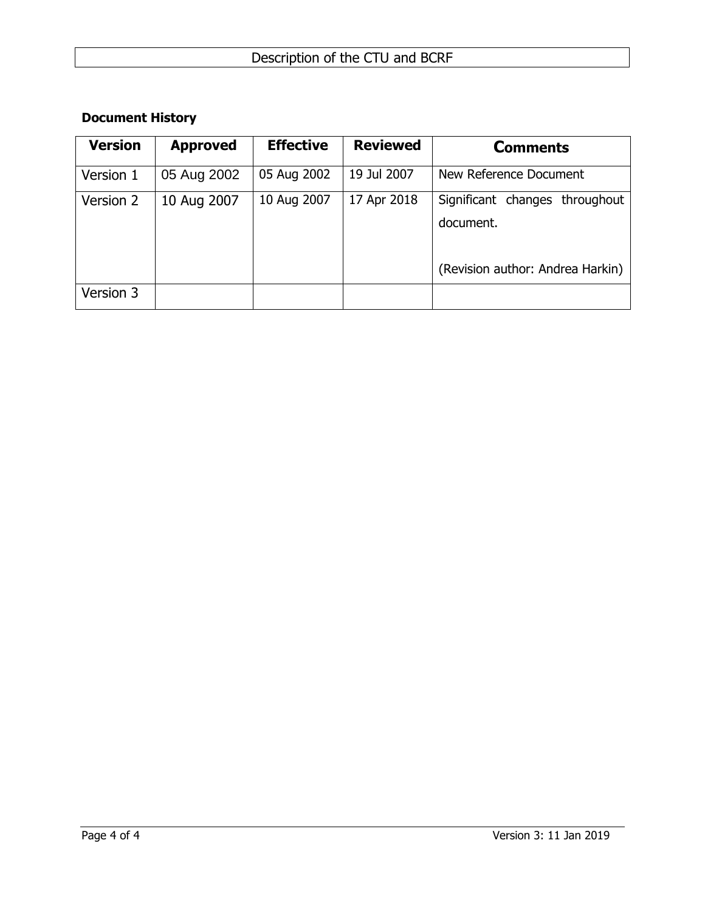**Document History**

| Version | Approved | Effective | Reviewed | Comments |
|---|---|---|---|---|
| Version 1 | 05 Aug 2002 | 05 Aug 2002 | 19 Jul 2007 | New Reference Document |
| Version 2 | 10 Aug 2007 | 10 Aug 2007 | 17 Apr 2018 | Significant changes throughout document.<br><br>(Revision author: Andrea Harkin) |
| Version 3 | | | | |